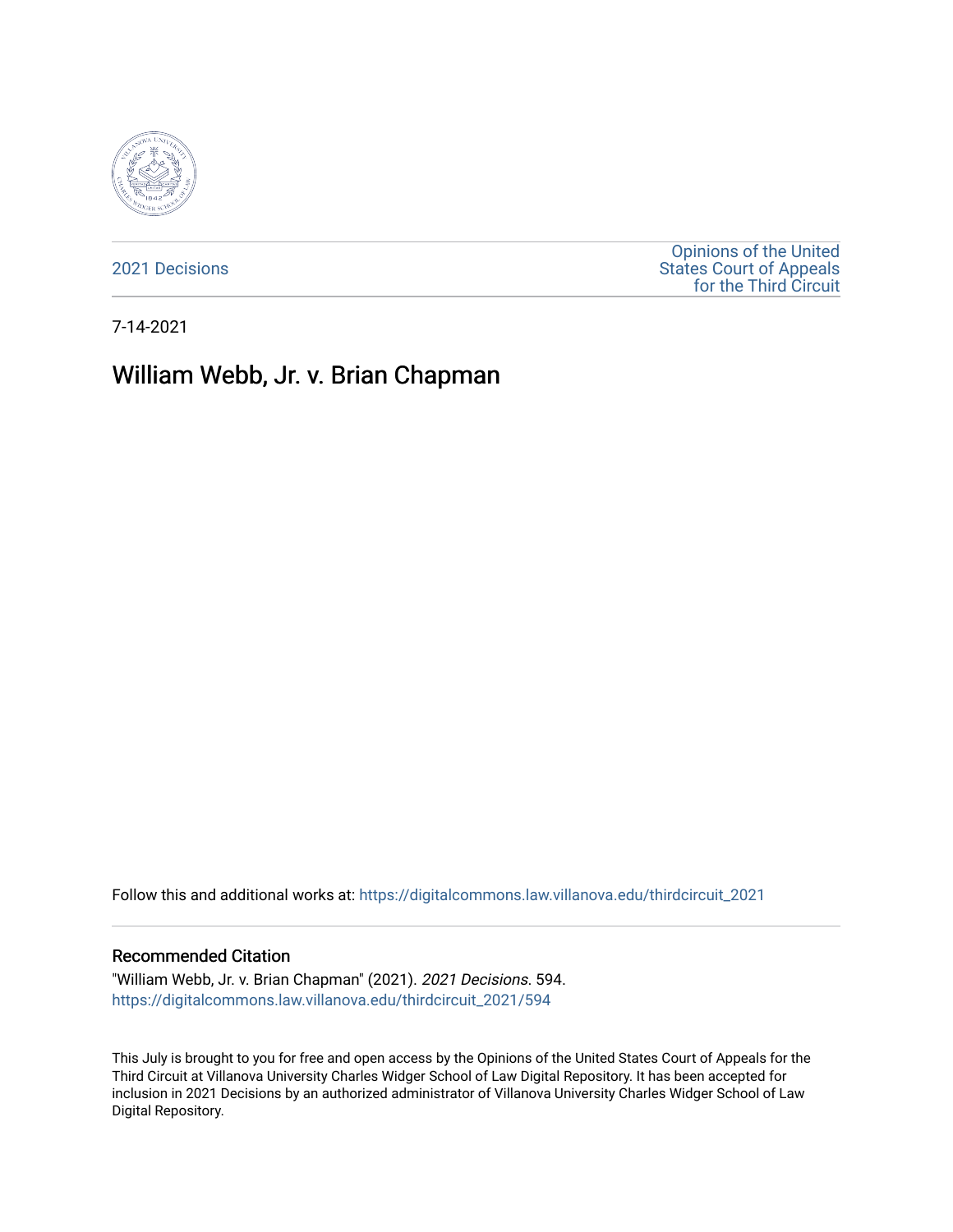2021 Decisions

Opinions of the United States Court of Appeals for the Third Circuit

7-14-2021

# William Webb, Jr. v. Brian Chapman

Follow this and additional works at: https://digitalcommons.law.villanova.edu/thirdcircuit_2021

## Recommended Citation

"William Webb, Jr. v. Brian Chapman" (2021). *2021 Decisions*. 594.
https://digitalcommons.law.villanova.edu/thirdcircuit_2021/594

This July is brought to you for free and open access by the Opinions of the United States Court of Appeals for the Third Circuit at Villanova University Charles Widger School of Law Digital Repository. It has been accepted for inclusion in 2021 Decisions by an authorized administrator of Villanova University Charles Widger School of Law Digital Repository.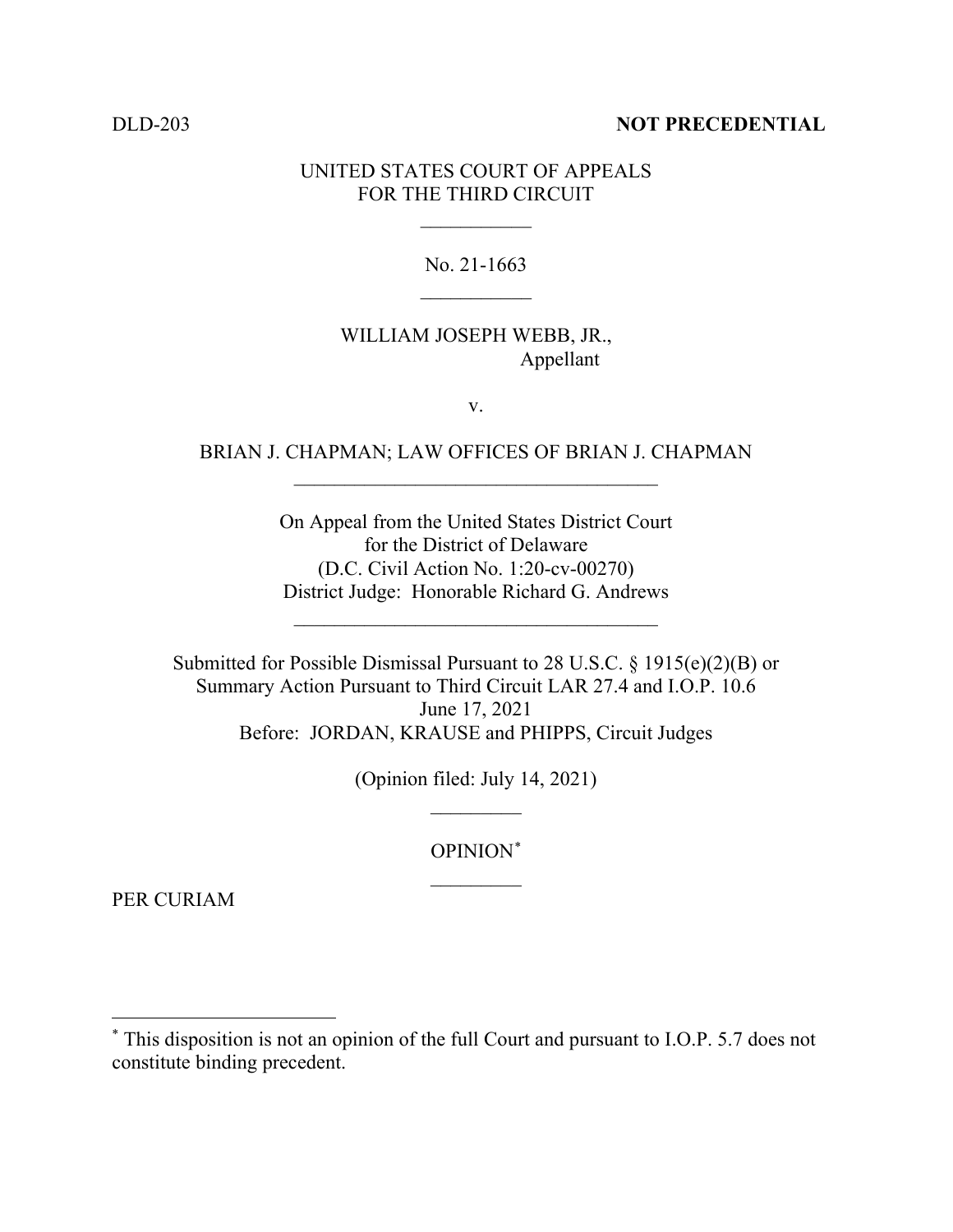DLD-203 **NOT PRECEDENTIAL**

UNITED STATES COURT OF APPEALS
FOR THE THIRD CIRCUIT

---

No. 21-1663

---

WILLIAM JOSEPH WEBB, JR.,
Appellant

v.

BRIAN J. CHAPMAN; LAW OFFICES OF BRIAN J. CHAPMAN

---

On Appeal from the United States District Court
for the District of Delaware
(D.C. Civil Action No. 1:20-cv-00270)
District Judge: Honorable Richard G. Andrews

---

Submitted for Possible Dismissal Pursuant to 28 U.S.C. § 1915(e)(2)(B) or
Summary Action Pursuant to Third Circuit LAR 27.4 and I.O.P. 10.6
June 17, 2021
Before: JORDAN, KRAUSE and PHIPPS, Circuit Judges

(Opinion filed: July 14, 2021)

---

OPINION[*]

---

PER CURIAM

[*] This disposition is not an opinion of the full Court and pursuant to I.O.P. 5.7 does not constitute binding precedent.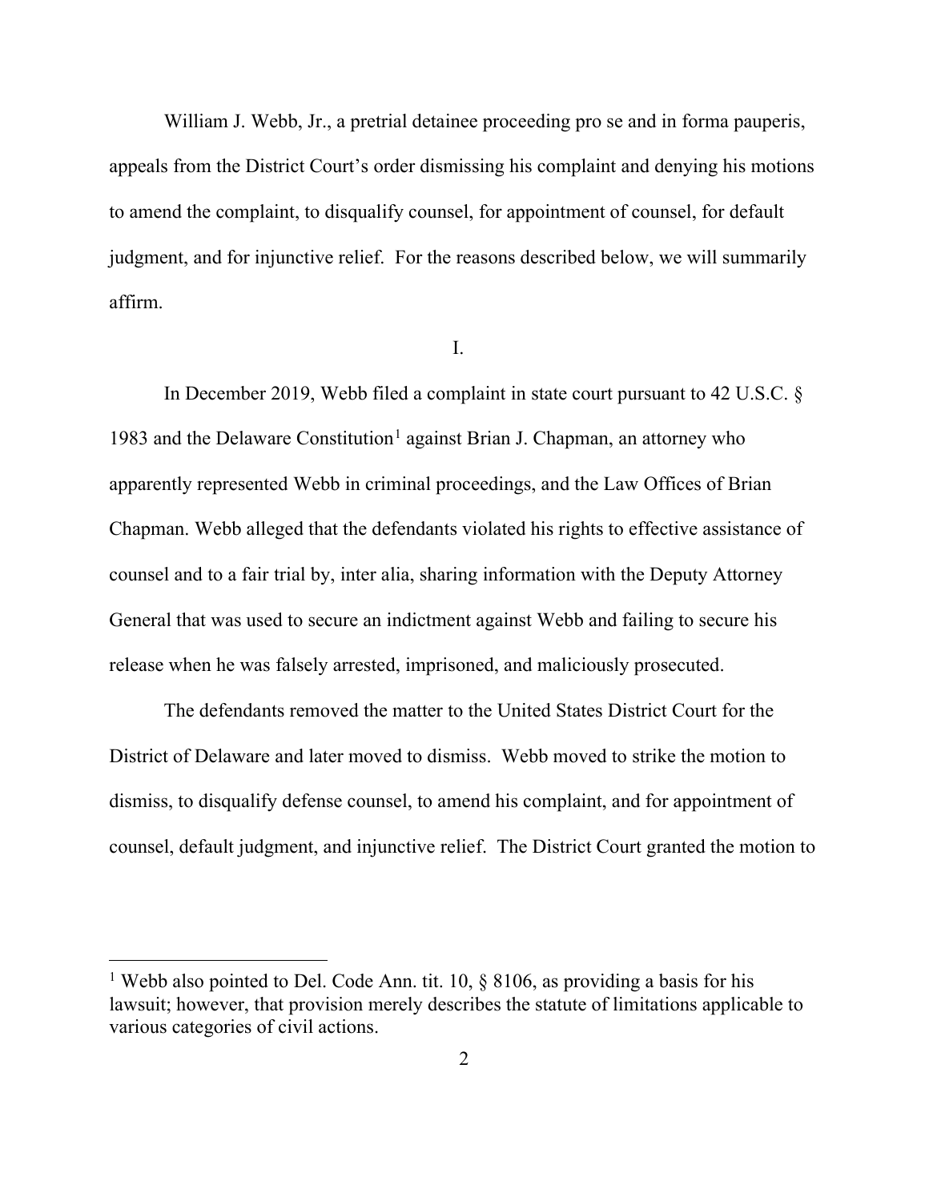William J. Webb, Jr., a pretrial detainee proceeding pro se and in forma pauperis, appeals from the District Court's order dismissing his complaint and denying his motions to amend the complaint, to disqualify counsel, for appointment of counsel, for default judgment, and for injunctive relief. For the reasons described below, we will summarily affirm.

I.

In December 2019, Webb filed a complaint in state court pursuant to 42 U.S.C. § 1983 and the Delaware Constitution[1] against Brian J. Chapman, an attorney who apparently represented Webb in criminal proceedings, and the Law Offices of Brian Chapman. Webb alleged that the defendants violated his rights to effective assistance of counsel and to a fair trial by, inter alia, sharing information with the Deputy Attorney General that was used to secure an indictment against Webb and failing to secure his release when he was falsely arrested, imprisoned, and maliciously prosecuted.

The defendants removed the matter to the United States District Court for the District of Delaware and later moved to dismiss. Webb moved to strike the motion to dismiss, to disqualify defense counsel, to amend his complaint, and for appointment of counsel, default judgment, and injunctive relief. The District Court granted the motion to

[1] Webb also pointed to Del. Code Ann. tit. 10, § 8106, as providing a basis for his lawsuit; however, that provision merely describes the statute of limitations applicable to various categories of civil actions.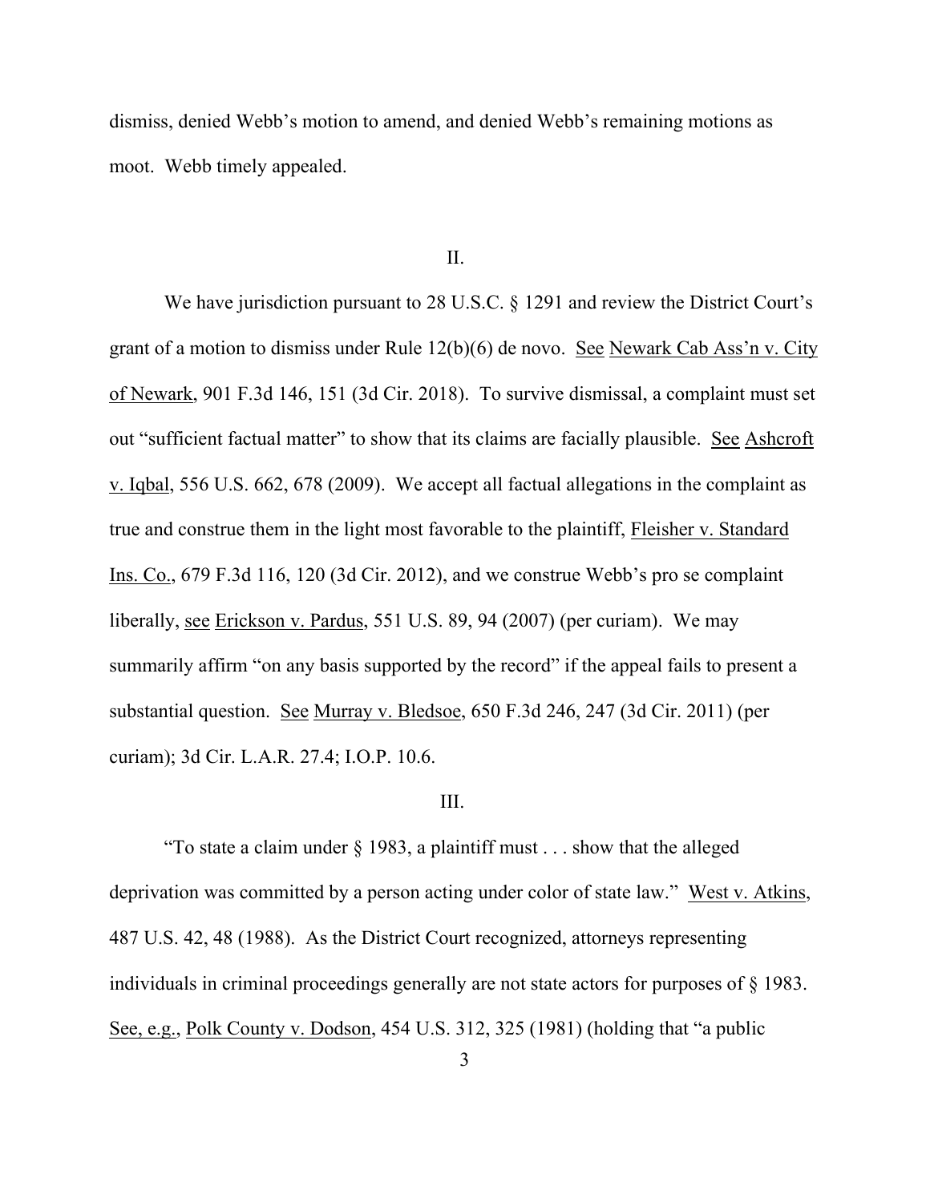dismiss, denied Webb's motion to amend, and denied Webb's remaining motions as moot. Webb timely appealed.

## II.

We have jurisdiction pursuant to 28 U.S.C. § 1291 and review the District Court's grant of a motion to dismiss under Rule 12(b)(6) de novo. See Newark Cab Ass'n v. City of Newark, 901 F.3d 146, 151 (3d Cir. 2018). To survive dismissal, a complaint must set out "sufficient factual matter" to show that its claims are facially plausible. See Ashcroft v. Iqbal, 556 U.S. 662, 678 (2009). We accept all factual allegations in the complaint as true and construe them in the light most favorable to the plaintiff, Fleisher v. Standard Ins. Co., 679 F.3d 116, 120 (3d Cir. 2012), and we construe Webb's pro se complaint liberally, see Erickson v. Pardus, 551 U.S. 89, 94 (2007) (per curiam). We may summarily affirm "on any basis supported by the record" if the appeal fails to present a substantial question. See Murray v. Bledsoe, 650 F.3d 246, 247 (3d Cir. 2011) (per curiam); 3d Cir. L.A.R. 27.4; I.O.P. 10.6.

## III.

"To state a claim under § 1983, a plaintiff must . . . show that the alleged deprivation was committed by a person acting under color of state law." West v. Atkins, 487 U.S. 42, 48 (1988). As the District Court recognized, attorneys representing individuals in criminal proceedings generally are not state actors for purposes of § 1983. See, e.g., Polk County v. Dodson, 454 U.S. 312, 325 (1981) (holding that "a public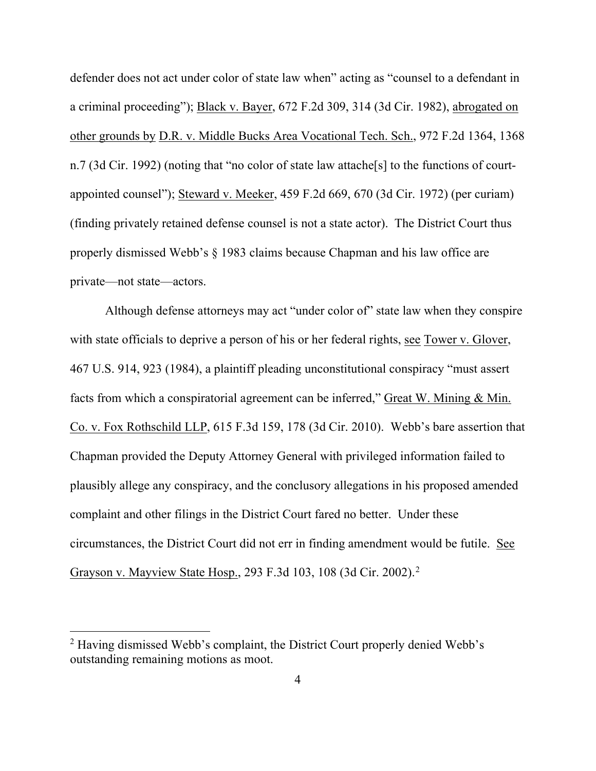defender does not act under color of state law when" acting as "counsel to a defendant in a criminal proceeding"); Black v. Bayer, 672 F.2d 309, 314 (3d Cir. 1982), abrogated on other grounds by D.R. v. Middle Bucks Area Vocational Tech. Sch., 972 F.2d 1364, 1368 n.7 (3d Cir. 1992) (noting that "no color of state law attache[s] to the functions of court-appointed counsel"); Steward v. Meeker, 459 F.2d 669, 670 (3d Cir. 1972) (per curiam) (finding privately retained defense counsel is not a state actor). The District Court thus properly dismissed Webb's § 1983 claims because Chapman and his law office are private—not state—actors.

Although defense attorneys may act "under color of" state law when they conspire with state officials to deprive a person of his or her federal rights, see Tower v. Glover, 467 U.S. 914, 923 (1984), a plaintiff pleading unconstitutional conspiracy "must assert facts from which a conspiratorial agreement can be inferred," Great W. Mining & Min. Co. v. Fox Rothschild LLP, 615 F.3d 159, 178 (3d Cir. 2010). Webb's bare assertion that Chapman provided the Deputy Attorney General with privileged information failed to plausibly allege any conspiracy, and the conclusory allegations in his proposed amended complaint and other filings in the District Court fared no better. Under these circumstances, the District Court did not err in finding amendment would be futile. See Grayson v. Mayview State Hosp., 293 F.3d 103, 108 (3d Cir. 2002).[2]

[2] Having dismissed Webb's complaint, the District Court properly denied Webb's outstanding remaining motions as moot.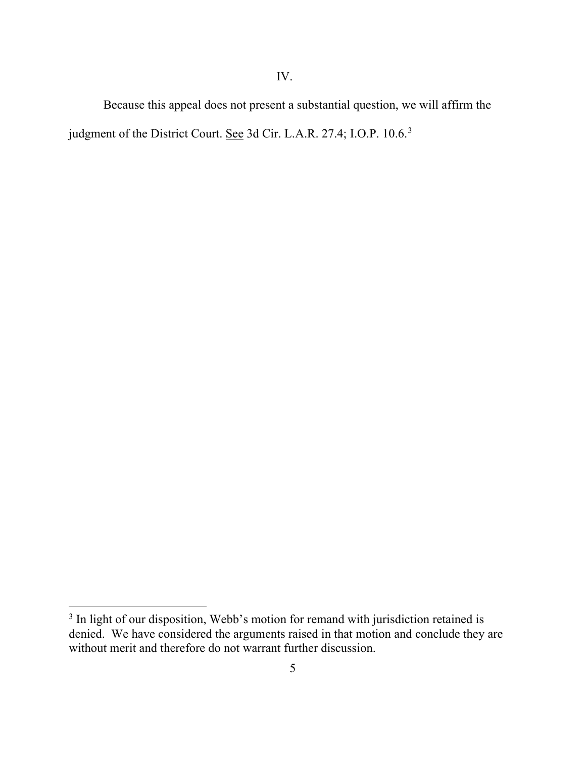IV.

Because this appeal does not present a substantial question, we will affirm the judgment of the District Court. See 3d Cir. L.A.R. 27.4; I.O.P. 10.6.[3]

[3] In light of our disposition, Webb's motion for remand with jurisdiction retained is denied. We have considered the arguments raised in that motion and conclude they are without merit and therefore do not warrant further discussion.